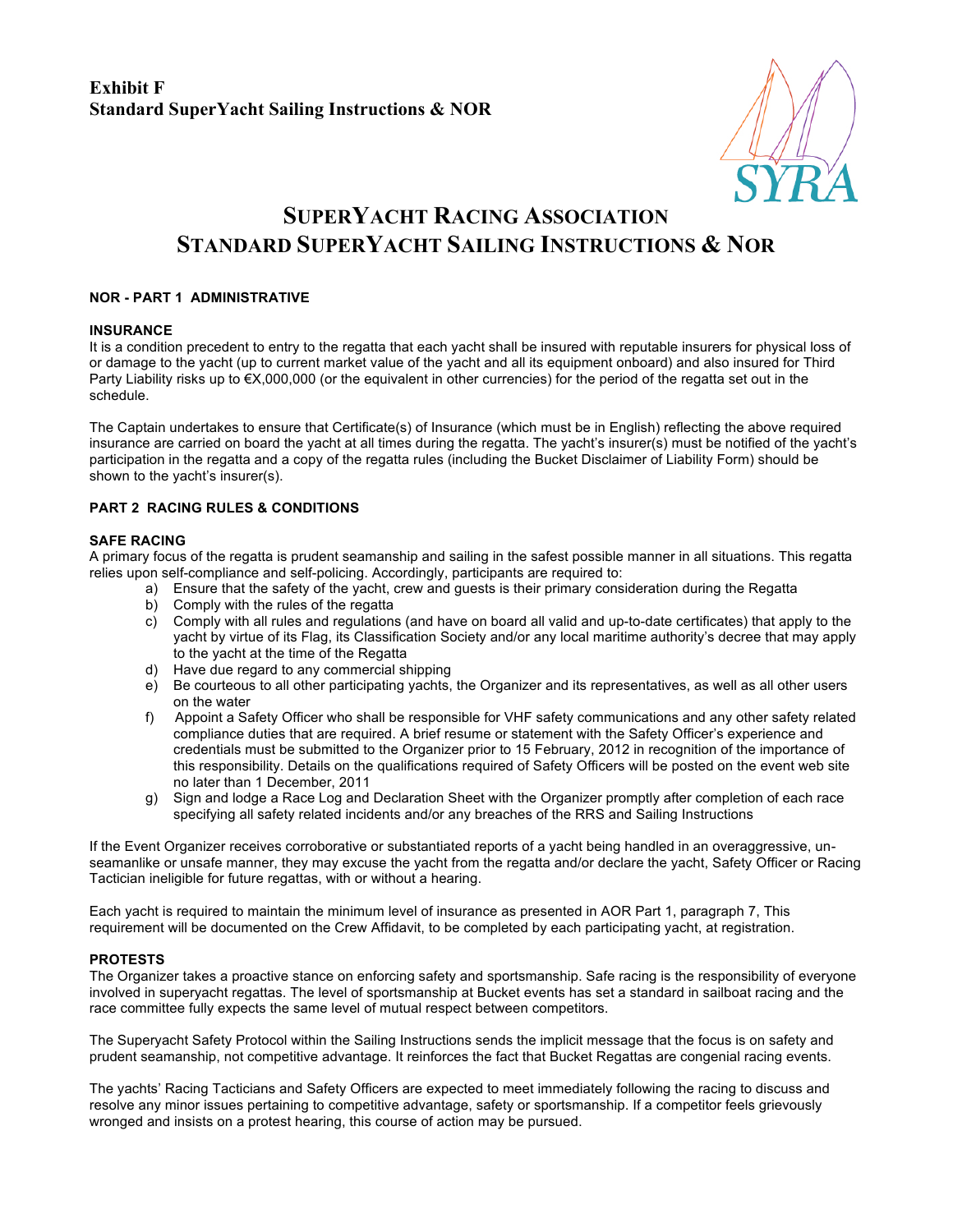**Exhibit F**
**Standard SuperYacht Sailing Instructions & NOR**

SYRA

# SUPERYACHT RACING ASSOCIATION
# STANDARD SUPERYACHT SAILING INSTRUCTIONS & NOR

## NOR - PART 1 ADMINISTRATIVE

### INSURANCE

It is a condition precedent to entry to the regatta that each yacht shall be insured with reputable insurers for physical loss of or damage to the yacht (up to current market value of the yacht and all its equipment onboard) and also insured for Third Party Liability risks up to €X,000,000 (or the equivalent in other currencies) for the period of the regatta set out in the schedule.

The Captain undertakes to ensure that Certificate(s) of Insurance (which must be in English) reflecting the above required insurance are carried on board the yacht at all times during the regatta. The yacht's insurer(s) must be notified of the yacht's participation in the regatta and a copy of the regatta rules (including the Bucket Disclaimer of Liability Form) should be shown to the yacht's insurer(s).

## PART 2 RACING RULES & CONDITIONS

### SAFE RACING

A primary focus of the regatta is prudent seamanship and sailing in the safest possible manner in all situations. This regatta relies upon self-compliance and self-policing. Accordingly, participants are required to:

a) Ensure that the safety of the yacht, crew and guests is their primary consideration during the Regatta
b) Comply with the rules of the regatta
c) Comply with all rules and regulations (and have on board all valid and up-to-date certificates) that apply to the yacht by virtue of its Flag, its Classification Society and/or any local maritime authority's decree that may apply to the yacht at the time of the Regatta
d) Have due regard to any commercial shipping
e) Be courteous to all other participating yachts, the Organizer and its representatives, as well as all other users on the water
f) Appoint a Safety Officer who shall be responsible for VHF safety communications and any other safety related compliance duties that are required. A brief resume or statement with the Safety Officer's experience and credentials must be submitted to the Organizer prior to 15 February, 2012 in recognition of the importance of this responsibility. Details on the qualifications required of Safety Officers will be posted on the event web site no later than 1 December, 2011
g) Sign and lodge a Race Log and Declaration Sheet with the Organizer promptly after completion of each race specifying all safety related incidents and/or any breaches of the RRS and Sailing Instructions

If the Event Organizer receives corroborative or substantiated reports of a yacht being handled in an overaggressive, un-seamanlike or unsafe manner, they may excuse the yacht from the regatta and/or declare the yacht, Safety Officer or Racing Tactician ineligible for future regattas, with or without a hearing.

Each yacht is required to maintain the minimum level of insurance as presented in AOR Part 1, paragraph 7, This requirement will be documented on the Crew Affidavit, to be completed by each participating yacht, at registration.

### PROTESTS

The Organizer takes a proactive stance on enforcing safety and sportsmanship. Safe racing is the responsibility of everyone involved in superyacht regattas. The level of sportsmanship at Bucket events has set a standard in sailboat racing and the race committee fully expects the same level of mutual respect between competitors.

The Superyacht Safety Protocol within the Sailing Instructions sends the implicit message that the focus is on safety and prudent seamanship, not competitive advantage. It reinforces the fact that Bucket Regattas are congenial racing events.

The yachts' Racing Tacticians and Safety Officers are expected to meet immediately following the racing to discuss and resolve any minor issues pertaining to competitive advantage, safety or sportsmanship. If a competitor feels grievously wronged and insists on a protest hearing, this course of action may be pursued.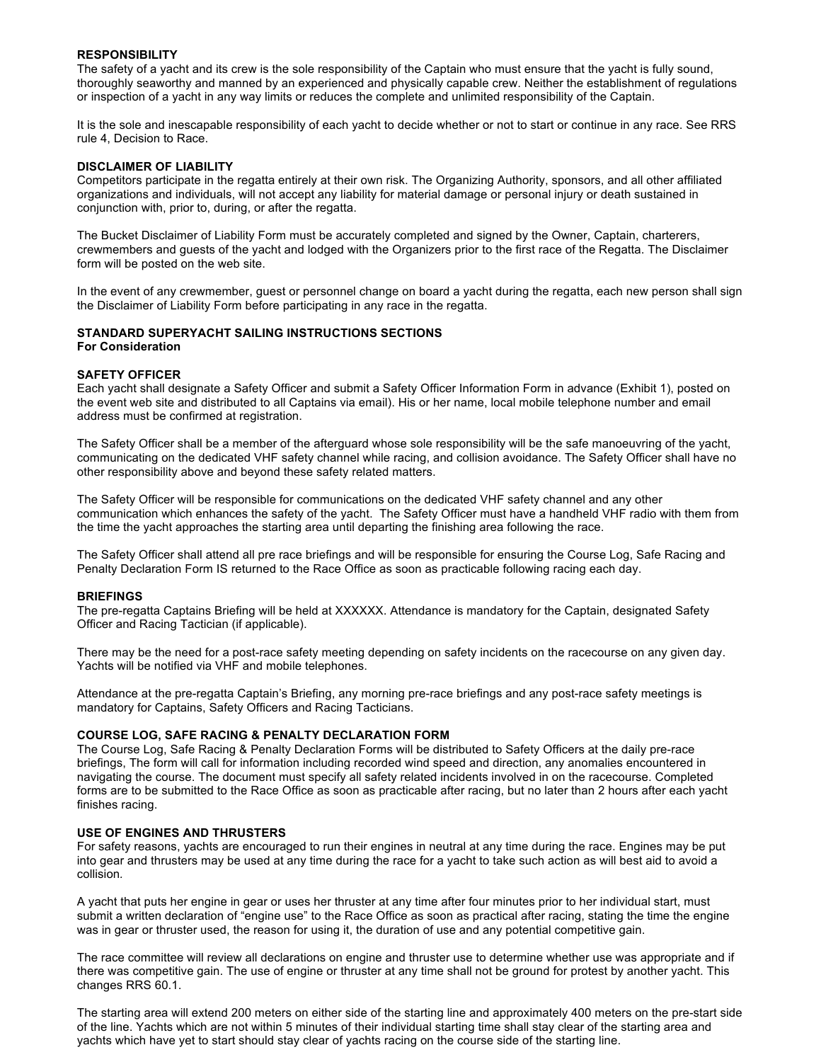**RESPONSIBILITY**

The safety of a yacht and its crew is the sole responsibility of the Captain who must ensure that the yacht is fully sound, thoroughly seaworthy and manned by an experienced and physically capable crew. Neither the establishment of regulations or inspection of a yacht in any way limits or reduces the complete and unlimited responsibility of the Captain.

It is the sole and inescapable responsibility of each yacht to decide whether or not to start or continue in any race. See RRS rule 4, Decision to Race.

**DISCLAIMER OF LIABILITY**

Competitors participate in the regatta entirely at their own risk. The Organizing Authority, sponsors, and all other affiliated organizations and individuals, will not accept any liability for material damage or personal injury or death sustained in conjunction with, prior to, during, or after the regatta.

The Bucket Disclaimer of Liability Form must be accurately completed and signed by the Owner, Captain, charterers, crewmembers and guests of the yacht and lodged with the Organizers prior to the first race of the Regatta. The Disclaimer form will be posted on the web site.

In the event of any crewmember, guest or personnel change on board a yacht during the regatta, each new person shall sign the Disclaimer of Liability Form before participating in any race in the regatta.

**STANDARD SUPERYACHT SAILING INSTRUCTIONS SECTIONS**
**For Consideration**

**SAFETY OFFICER**

Each yacht shall designate a Safety Officer and submit a Safety Officer Information Form in advance (Exhibit 1), posted on the event web site and distributed to all Captains via email). His or her name, local mobile telephone number and email address must be confirmed at registration.

The Safety Officer shall be a member of the afterguard whose sole responsibility will be the safe manoeuvring of the yacht, communicating on the dedicated VHF safety channel while racing, and collision avoidance. The Safety Officer shall have no other responsibility above and beyond these safety related matters.

The Safety Officer will be responsible for communications on the dedicated VHF safety channel and any other communication which enhances the safety of the yacht. The Safety Officer must have a handheld VHF radio with them from the time the yacht approaches the starting area until departing the finishing area following the race.

The Safety Officer shall attend all pre race briefings and will be responsible for ensuring the Course Log, Safe Racing and Penalty Declaration Form IS returned to the Race Office as soon as practicable following racing each day.

**BRIEFINGS**

The pre-regatta Captains Briefing will be held at XXXXXX. Attendance is mandatory for the Captain, designated Safety Officer and Racing Tactician (if applicable).

There may be the need for a post-race safety meeting depending on safety incidents on the racecourse on any given day. Yachts will be notified via VHF and mobile telephones.

Attendance at the pre-regatta Captain's Briefing, any morning pre-race briefings and any post-race safety meetings is mandatory for Captains, Safety Officers and Racing Tacticians.

**COURSE LOG, SAFE RACING & PENALTY DECLARATION FORM**

The Course Log, Safe Racing & Penalty Declaration Forms will be distributed to Safety Officers at the daily pre-race briefings, The form will call for information including recorded wind speed and direction, any anomalies encountered in navigating the course. The document must specify all safety related incidents involved in on the racecourse. Completed forms are to be submitted to the Race Office as soon as practicable after racing, but no later than 2 hours after each yacht finishes racing.

**USE OF ENGINES AND THRUSTERS**

For safety reasons, yachts are encouraged to run their engines in neutral at any time during the race. Engines may be put into gear and thrusters may be used at any time during the race for a yacht to take such action as will best aid to avoid a collision.

A yacht that puts her engine in gear or uses her thruster at any time after four minutes prior to her individual start, must submit a written declaration of "engine use" to the Race Office as soon as practical after racing, stating the time the engine was in gear or thruster used, the reason for using it, the duration of use and any potential competitive gain.

The race committee will review all declarations on engine and thruster use to determine whether use was appropriate and if there was competitive gain. The use of engine or thruster at any time shall not be ground for protest by another yacht. This changes RRS 60.1.

The starting area will extend 200 meters on either side of the starting line and approximately 400 meters on the pre-start side of the line. Yachts which are not within 5 minutes of their individual starting time shall stay clear of the starting area and yachts which have yet to start should stay clear of yachts racing on the course side of the starting line.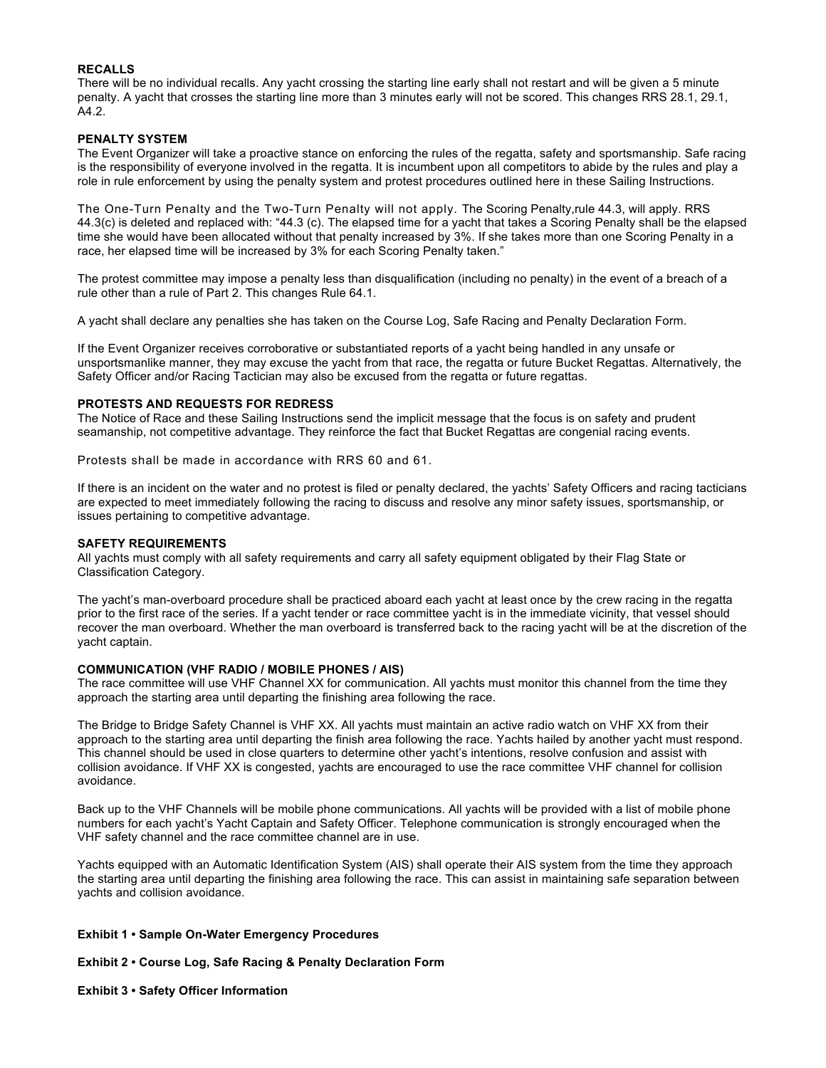**RECALLS**

There will be no individual recalls. Any yacht crossing the starting line early shall not restart and will be given a 5 minute penalty. A yacht that crosses the starting line more than 3 minutes early will not be scored. This changes RRS 28.1, 29.1, A4.2.

**PENALTY SYSTEM**

The Event Organizer will take a proactive stance on enforcing the rules of the regatta, safety and sportsmanship. Safe racing is the responsibility of everyone involved in the regatta. It is incumbent upon all competitors to abide by the rules and play a role in rule enforcement by using the penalty system and protest procedures outlined here in these Sailing Instructions.

The One-Turn Penalty and the Two-Turn Penalty will not apply. The Scoring Penalty,rule 44.3, will apply. RRS 44.3(c) is deleted and replaced with: "44.3 (c). The elapsed time for a yacht that takes a Scoring Penalty shall be the elapsed time she would have been allocated without that penalty increased by 3%. If she takes more than one Scoring Penalty in a race, her elapsed time will be increased by 3% for each Scoring Penalty taken."

The protest committee may impose a penalty less than disqualification (including no penalty) in the event of a breach of a rule other than a rule of Part 2. This changes Rule 64.1.

A yacht shall declare any penalties she has taken on the Course Log, Safe Racing and Penalty Declaration Form.

If the Event Organizer receives corroborative or substantiated reports of a yacht being handled in any unsafe or unsportsmanlike manner, they may excuse the yacht from that race, the regatta or future Bucket Regattas. Alternatively, the Safety Officer and/or Racing Tactician may also be excused from the regatta or future regattas.

**PROTESTS AND REQUESTS FOR REDRESS**

The Notice of Race and these Sailing Instructions send the implicit message that the focus is on safety and prudent seamanship, not competitive advantage. They reinforce the fact that Bucket Regattas are congenial racing events.

Protests shall be made in accordance with RRS 60 and 61.

If there is an incident on the water and no protest is filed or penalty declared, the yachts' Safety Officers and racing tacticians are expected to meet immediately following the racing to discuss and resolve any minor safety issues, sportsmanship, or issues pertaining to competitive advantage.

**SAFETY REQUIREMENTS**

All yachts must comply with all safety requirements and carry all safety equipment obligated by their Flag State or Classification Category.

The yacht's man-overboard procedure shall be practiced aboard each yacht at least once by the crew racing in the regatta prior to the first race of the series. If a yacht tender or race committee yacht is in the immediate vicinity, that vessel should recover the man overboard. Whether the man overboard is transferred back to the racing yacht will be at the discretion of the yacht captain.

**COMMUNICATION (VHF RADIO / MOBILE PHONES / AIS)**

The race committee will use VHF Channel XX for communication. All yachts must monitor this channel from the time they approach the starting area until departing the finishing area following the race.

The Bridge to Bridge Safety Channel is VHF XX. All yachts must maintain an active radio watch on VHF XX from their approach to the starting area until departing the finish area following the race. Yachts hailed by another yacht must respond. This channel should be used in close quarters to determine other yacht's intentions, resolve confusion and assist with collision avoidance. If VHF XX is congested, yachts are encouraged to use the race committee VHF channel for collision avoidance.

Back up to the VHF Channels will be mobile phone communications. All yachts will be provided with a list of mobile phone numbers for each yacht's Yacht Captain and Safety Officer. Telephone communication is strongly encouraged when the VHF safety channel and the race committee channel are in use.

Yachts equipped with an Automatic Identification System (AIS) shall operate their AIS system from the time they approach the starting area until departing the finishing area following the race. This can assist in maintaining safe separation between yachts and collision avoidance.

**Exhibit 1 • Sample On-Water Emergency Procedures**

**Exhibit 2 • Course Log, Safe Racing & Penalty Declaration Form**

**Exhibit 3 • Safety Officer Information**